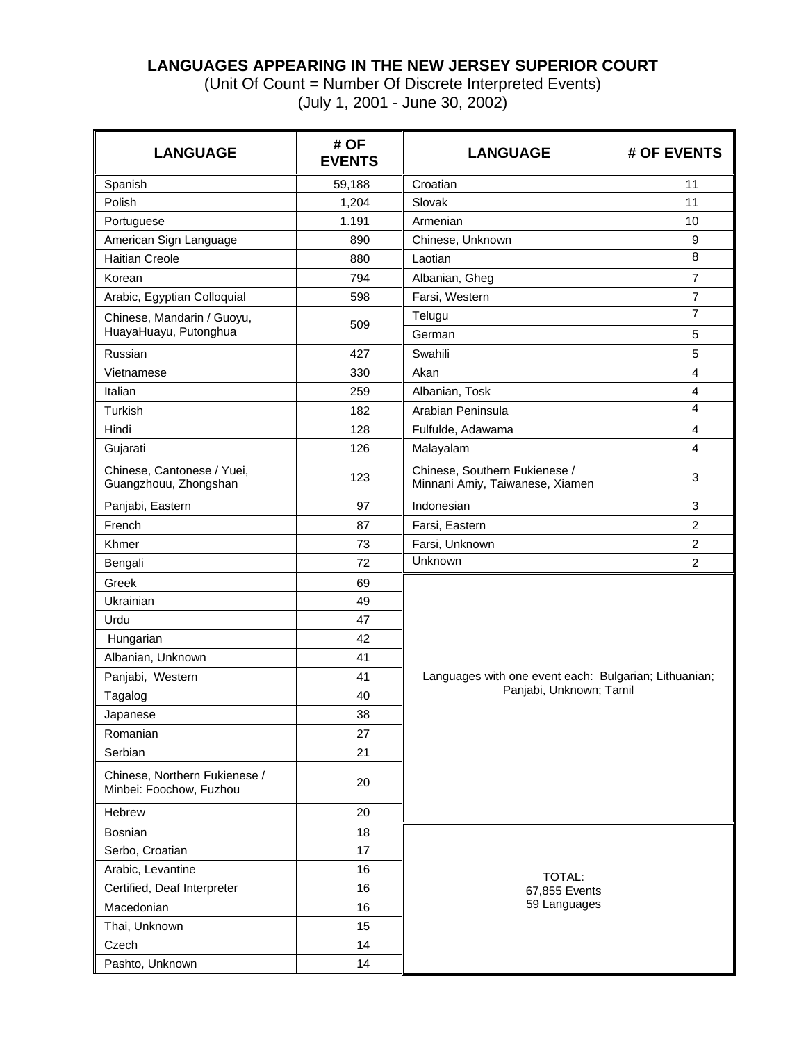**LANGUAGES APPEARING IN THE NEW JERSEY SUPERIOR COURT**

(Unit Of Count = Number Of Discrete Interpreted Events)

(July 1, 2001 - June 30, 2002)

| LANGUAGE | # OF EVENTS | LANGUAGE | # OF EVENTS |
|---|---|---|---|
| Spanish | 59,188 | Croatian | 11 |
| Polish | 1,204 | Slovak | 11 |
| Portuguese | 1.191 | Armenian | 10 |
| American Sign Language | 890 | Chinese, Unknown | 9 |
| Haitian Creole | 880 | Laotian | 8 |
| Korean | 794 | Albanian, Gheg | 7 |
| Arabic, Egyptian Colloquial | 598 | Farsi, Western | 7 |
| Chinese, Mandarin / Guoyu, HuayaHuayu, Putonghua | 509 | Telugu | 7 |
| | | German | 5 |
| Russian | 427 | Swahili | 5 |
| Vietnamese | 330 | Akan | 4 |
| Italian | 259 | Albanian, Tosk | 4 |
| Turkish | 182 | Arabian Peninsula | 4 |
| Hindi | 128 | Fulfulde, Adawama | 4 |
| Gujarati | 126 | Malayalam | 4 |
| Chinese, Cantonese / Yuei, Guangzhouu, Zhongshan | 123 | Chinese, Southern Fukienese / Minnani Amiy, Taiwanese, Xiamen | 3 |
| Panjabi, Eastern | 97 | Indonesian | 3 |
| French | 87 | Farsi, Eastern | 2 |
| Khmer | 73 | Farsi, Unknown | 2 |
| Bengali | 72 | Unknown | 2 |
| Greek | 69 | Languages with one event each: Bulgarian; Lithuanian; Panjabi, Unknown; Tamil | |
| Ukrainian | 49 | | |
| Urdu | 47 | | |
| Hungarian | 42 | | |
| Albanian, Unknown | 41 | | |
| Panjabi, Western | 41 | | |
| Tagalog | 40 | | |
| Japanese | 38 | | |
| Romanian | 27 | | |
| Serbian | 21 | | |
| Chinese, Northern Fukienese / Minbei: Foochow, Fuzhou | 20 | | |
| Hebrew | 20 | | |
| Bosnian | 18 | TOTAL: 67,855 Events 59 Languages | |
| Serbo, Croatian | 17 | | |
| Arabic, Levantine | 16 | | |
| Certified, Deaf Interpreter | 16 | | |
| Macedonian | 16 | | |
| Thai, Unknown | 15 | | |
| Czech | 14 | | |
| Pashto, Unknown | 14 | | |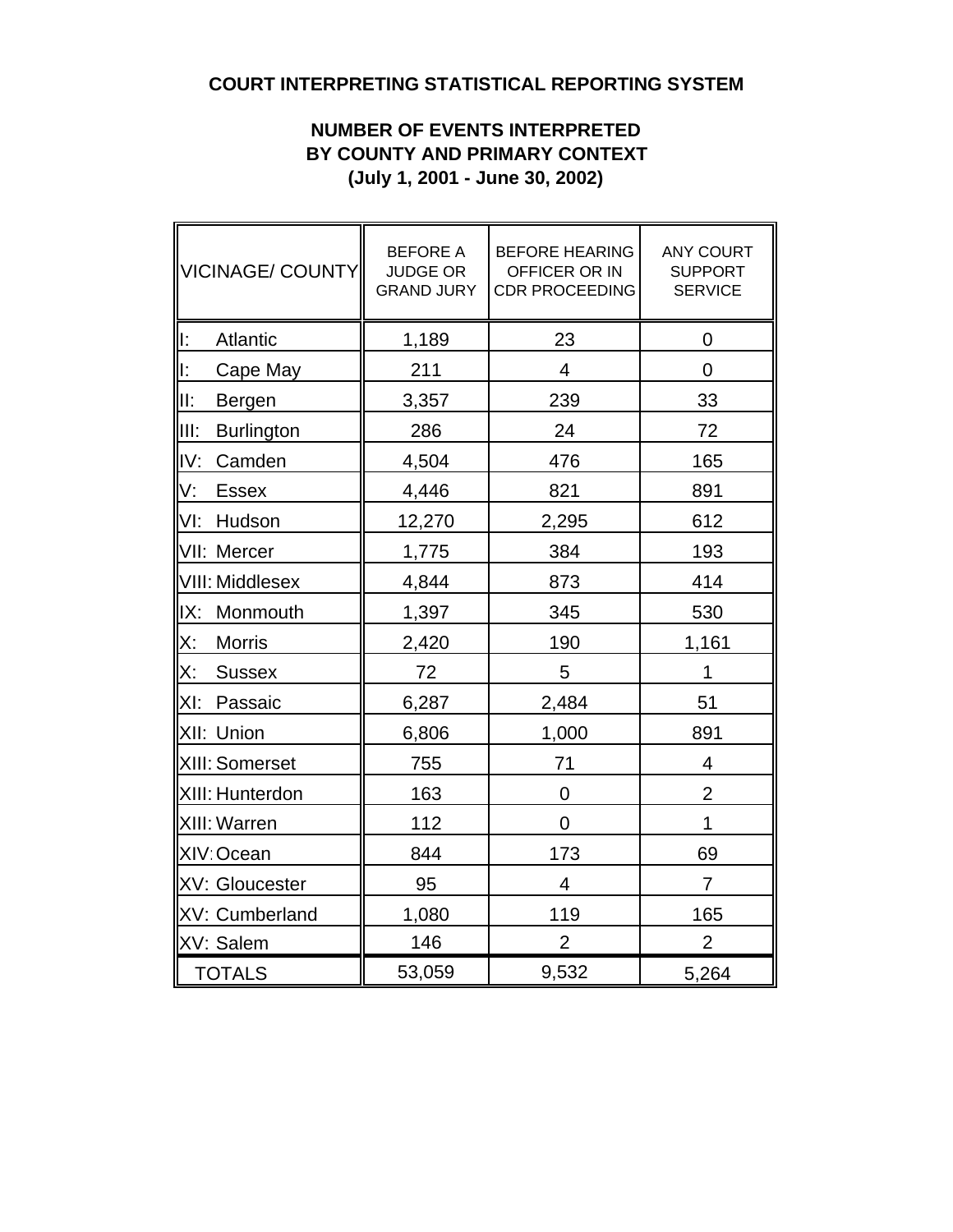# COURT INTERPRETING STATISTICAL REPORTING SYSTEM

## NUMBER OF EVENTS INTERPRETED BY COUNTY AND PRIMARY CONTEXT (July 1, 2001 - June 30, 2002)

| VICINAGE/ COUNTY | BEFORE A JUDGE OR GRAND JURY | BEFORE HEARING OFFICER OR IN CDR PROCEEDING | ANY COURT SUPPORT SERVICE |
|---|---|---|---|
| I: Atlantic | 1,189 | 23 | 0 |
| I: Cape May | 211 | 4 | 0 |
| II: Bergen | 3,357 | 239 | 33 |
| III: Burlington | 286 | 24 | 72 |
| IV: Camden | 4,504 | 476 | 165 |
| V: Essex | 4,446 | 821 | 891 |
| VI: Hudson | 12,270 | 2,295 | 612 |
| VII: Mercer | 1,775 | 384 | 193 |
| VIII: Middlesex | 4,844 | 873 | 414 |
| IX: Monmouth | 1,397 | 345 | 530 |
| X: Morris | 2,420 | 190 | 1,161 |
| X: Sussex | 72 | 5 | 1 |
| XI: Passaic | 6,287 | 2,484 | 51 |
| XII: Union | 6,806 | 1,000 | 891 |
| XIII: Somerset | 755 | 71 | 4 |
| XIII: Hunterdon | 163 | 0 | 2 |
| XIII: Warren | 112 | 0 | 1 |
| XIV: Ocean | 844 | 173 | 69 |
| XV: Gloucester | 95 | 4 | 7 |
| XV: Cumberland | 1,080 | 119 | 165 |
| XV: Salem | 146 | 2 | 2 |
| TOTALS | 53,059 | 9,532 | 5,264 |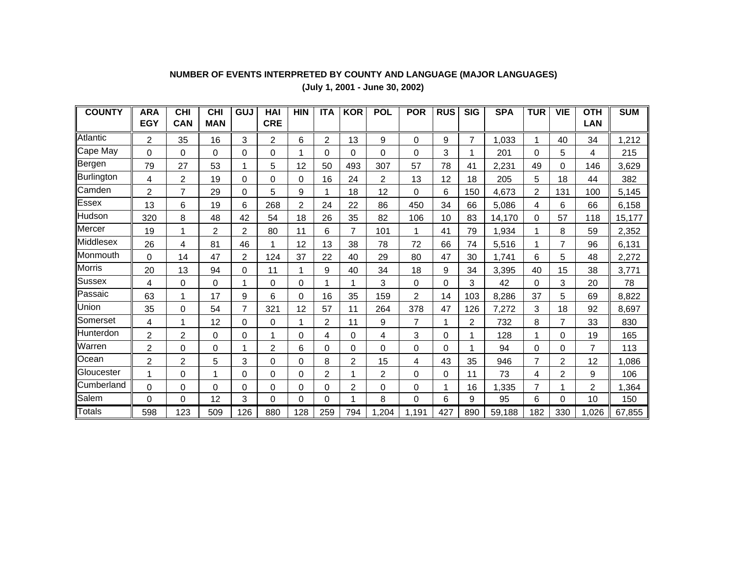**NUMBER OF EVENTS INTERPRETED BY COUNTY AND LANGUAGE (MAJOR LANGUAGES)**

**(July 1, 2001 - June 30, 2002)**

| COUNTY | ARA EGY | CHI CAN | CHI MAN | GUJ | HAI CRE | HIN | ITA | KOR | POL | POR | RUS | SIG | SPA | TUR | VIE | OTH LAN | SUM |
|---|---|---|---|---|---|---|---|---|---|---|---|---|---|---|---|---|---|
| Atlantic | 2 | 35 | 16 | 3 | 2 | 6 | 2 | 13 | 9 | 0 | 9 | 7 | 1,033 | 1 | 40 | 34 | 1,212 |
| Cape May | 0 | 0 | 0 | 0 | 0 | 1 | 0 | 0 | 0 | 0 | 3 | 1 | 201 | 0 | 5 | 4 | 215 |
| Bergen | 79 | 27 | 53 | 1 | 5 | 12 | 50 | 493 | 307 | 57 | 78 | 41 | 2,231 | 49 | 0 | 146 | 3,629 |
| Burlington | 4 | 2 | 19 | 0 | 0 | 0 | 16 | 24 | 2 | 13 | 12 | 18 | 205 | 5 | 18 | 44 | 382 |
| Camden | 2 | 7 | 29 | 0 | 5 | 9 | 1 | 18 | 12 | 0 | 6 | 150 | 4,673 | 2 | 131 | 100 | 5,145 |
| Essex | 13 | 6 | 19 | 6 | 268 | 2 | 24 | 22 | 86 | 450 | 34 | 66 | 5,086 | 4 | 6 | 66 | 6,158 |
| Hudson | 320 | 8 | 48 | 42 | 54 | 18 | 26 | 35 | 82 | 106 | 10 | 83 | 14,170 | 0 | 57 | 118 | 15,177 |
| Mercer | 19 | 1 | 2 | 2 | 80 | 11 | 6 | 7 | 101 | 1 | 41 | 79 | 1,934 | 1 | 8 | 59 | 2,352 |
| Middlesex | 26 | 4 | 81 | 46 | 1 | 12 | 13 | 38 | 78 | 72 | 66 | 74 | 5,516 | 1 | 7 | 96 | 6,131 |
| Monmouth | 0 | 14 | 47 | 2 | 124 | 37 | 22 | 40 | 29 | 80 | 47 | 30 | 1,741 | 6 | 5 | 48 | 2,272 |
| Morris | 20 | 13 | 94 | 0 | 11 | 1 | 9 | 40 | 34 | 18 | 9 | 34 | 3,395 | 40 | 15 | 38 | 3,771 |
| Sussex | 4 | 0 | 0 | 1 | 0 | 0 | 1 | 1 | 3 | 0 | 0 | 3 | 42 | 0 | 3 | 20 | 78 |
| Passaic | 63 | 1 | 17 | 9 | 6 | 0 | 16 | 35 | 159 | 2 | 14 | 103 | 8,286 | 37 | 5 | 69 | 8,822 |
| Union | 35 | 0 | 54 | 7 | 321 | 12 | 57 | 11 | 264 | 378 | 47 | 126 | 7,272 | 3 | 18 | 92 | 8,697 |
| Somerset | 4 | 1 | 12 | 0 | 0 | 1 | 2 | 11 | 9 | 7 | 1 | 2 | 732 | 8 | 7 | 33 | 830 |
| Hunterdon | 2 | 2 | 0 | 0 | 1 | 0 | 4 | 0 | 4 | 3 | 0 | 1 | 128 | 1 | 0 | 19 | 165 |
| Warren | 2 | 0 | 0 | 1 | 2 | 6 | 0 | 0 | 0 | 0 | 0 | 1 | 94 | 0 | 0 | 7 | 113 |
| Ocean | 2 | 2 | 5 | 3 | 0 | 0 | 8 | 2 | 15 | 4 | 43 | 35 | 946 | 7 | 2 | 12 | 1,086 |
| Gloucester | 1 | 0 | 1 | 0 | 0 | 0 | 2 | 1 | 2 | 0 | 0 | 11 | 73 | 4 | 2 | 9 | 106 |
| Cumberland | 0 | 0 | 0 | 0 | 0 | 0 | 0 | 2 | 0 | 0 | 1 | 16 | 1,335 | 7 | 1 | 2 | 1,364 |
| Salem | 0 | 0 | 12 | 3 | 0 | 0 | 0 | 1 | 8 | 0 | 6 | 9 | 95 | 6 | 0 | 10 | 150 |
| Totals | 598 | 123 | 509 | 126 | 880 | 128 | 259 | 794 | 1,204 | 1,191 | 427 | 890 | 59,188 | 182 | 330 | 1,026 | 67,855 |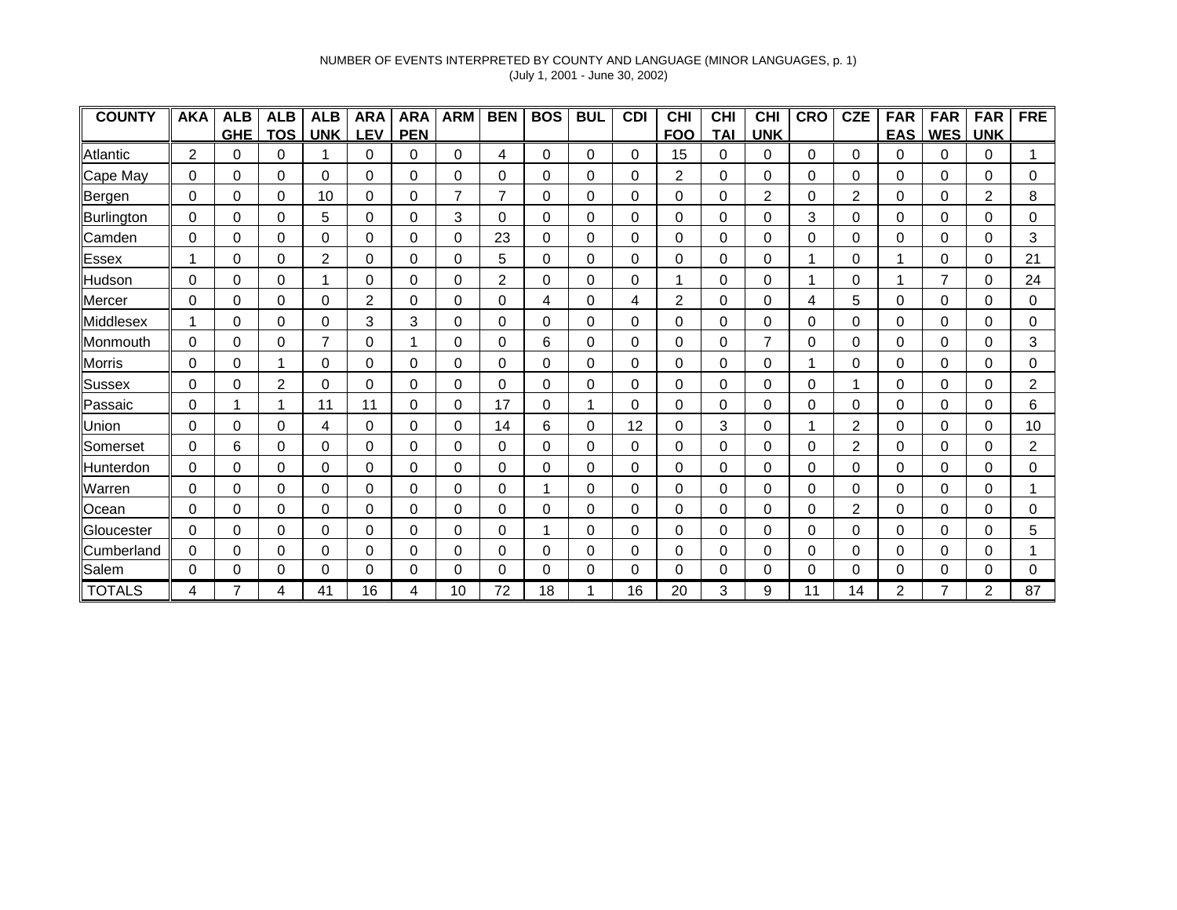NUMBER OF EVENTS INTERPRETED BY COUNTY AND LANGUAGE (MINOR LANGUAGES, p. 1)
(July 1, 2001 - June 30, 2002)

| COUNTY | AKA | ALB GHE | ALB TOS | ALB UNK | ARA LEV | ARA PEN | ARM | BEN | BOS | BUL | CDI | CHI FOO | CHI TAI | CHI UNK | CRO | CZE | FAR EAS | FAR WES | FAR UNK | FRE |
|---|---|---|---|---|---|---|---|---|---|---|---|---|---|---|---|---|---|---|---|---|
| Atlantic | 2 | 0 | 0 | 1 | 0 | 0 | 0 | 4 | 0 | 0 | 0 | 15 | 0 | 0 | 0 | 0 | 0 | 0 | 0 | 1 |
| Cape May | 0 | 0 | 0 | 0 | 0 | 0 | 0 | 0 | 0 | 0 | 0 | 2 | 0 | 0 | 0 | 0 | 0 | 0 | 0 | 0 |
| Bergen | 0 | 0 | 0 | 10 | 0 | 0 | 7 | 7 | 0 | 0 | 0 | 0 | 0 | 2 | 0 | 2 | 0 | 0 | 2 | 8 |
| Burlington | 0 | 0 | 0 | 5 | 0 | 0 | 3 | 0 | 0 | 0 | 0 | 0 | 0 | 0 | 3 | 0 | 0 | 0 | 0 | 0 |
| Camden | 0 | 0 | 0 | 0 | 0 | 0 | 0 | 23 | 0 | 0 | 0 | 0 | 0 | 0 | 0 | 0 | 0 | 0 | 0 | 3 |
| Essex | 1 | 0 | 0 | 2 | 0 | 0 | 0 | 5 | 0 | 0 | 0 | 0 | 0 | 0 | 1 | 0 | 1 | 0 | 0 | 21 |
| Hudson | 0 | 0 | 0 | 1 | 0 | 0 | 0 | 2 | 0 | 0 | 0 | 1 | 0 | 0 | 1 | 0 | 1 | 7 | 0 | 24 |
| Mercer | 0 | 0 | 0 | 0 | 2 | 0 | 0 | 0 | 4 | 0 | 4 | 2 | 0 | 0 | 4 | 5 | 0 | 0 | 0 | 0 |
| Middlesex | 1 | 0 | 0 | 0 | 3 | 3 | 0 | 0 | 0 | 0 | 0 | 0 | 0 | 0 | 0 | 0 | 0 | 0 | 0 | 0 |
| Monmouth | 0 | 0 | 0 | 7 | 0 | 1 | 0 | 0 | 6 | 0 | 0 | 0 | 0 | 7 | 0 | 0 | 0 | 0 | 0 | 3 |
| Morris | 0 | 0 | 1 | 0 | 0 | 0 | 0 | 0 | 0 | 0 | 0 | 0 | 0 | 0 | 1 | 0 | 0 | 0 | 0 | 0 |
| Sussex | 0 | 0 | 2 | 0 | 0 | 0 | 0 | 0 | 0 | 0 | 0 | 0 | 0 | 0 | 0 | 1 | 0 | 0 | 0 | 2 |
| Passaic | 0 | 1 | 1 | 11 | 11 | 0 | 0 | 17 | 0 | 1 | 0 | 0 | 0 | 0 | 0 | 0 | 0 | 0 | 0 | 6 |
| Union | 0 | 0 | 0 | 4 | 0 | 0 | 0 | 14 | 6 | 0 | 12 | 0 | 3 | 0 | 1 | 2 | 0 | 0 | 0 | 10 |
| Somerset | 0 | 6 | 0 | 0 | 0 | 0 | 0 | 0 | 0 | 0 | 0 | 0 | 0 | 0 | 0 | 2 | 0 | 0 | 0 | 2 |
| Hunterdon | 0 | 0 | 0 | 0 | 0 | 0 | 0 | 0 | 0 | 0 | 0 | 0 | 0 | 0 | 0 | 0 | 0 | 0 | 0 | 0 |
| Warren | 0 | 0 | 0 | 0 | 0 | 0 | 0 | 0 | 1 | 0 | 0 | 0 | 0 | 0 | 0 | 0 | 0 | 0 | 0 | 1 |
| Ocean | 0 | 0 | 0 | 0 | 0 | 0 | 0 | 0 | 0 | 0 | 0 | 0 | 0 | 0 | 0 | 2 | 0 | 0 | 0 | 0 |
| Gloucester | 0 | 0 | 0 | 0 | 0 | 0 | 0 | 0 | 1 | 0 | 0 | 0 | 0 | 0 | 0 | 0 | 0 | 0 | 0 | 5 |
| Cumberland | 0 | 0 | 0 | 0 | 0 | 0 | 0 | 0 | 0 | 0 | 0 | 0 | 0 | 0 | 0 | 0 | 0 | 0 | 0 | 1 |
| Salem | 0 | 0 | 0 | 0 | 0 | 0 | 0 | 0 | 0 | 0 | 0 | 0 | 0 | 0 | 0 | 0 | 0 | 0 | 0 | 0 |
| TOTALS | 4 | 7 | 4 | 41 | 16 | 4 | 10 | 72 | 18 | 1 | 16 | 20 | 3 | 9 | 11 | 14 | 2 | 7 | 2 | 87 |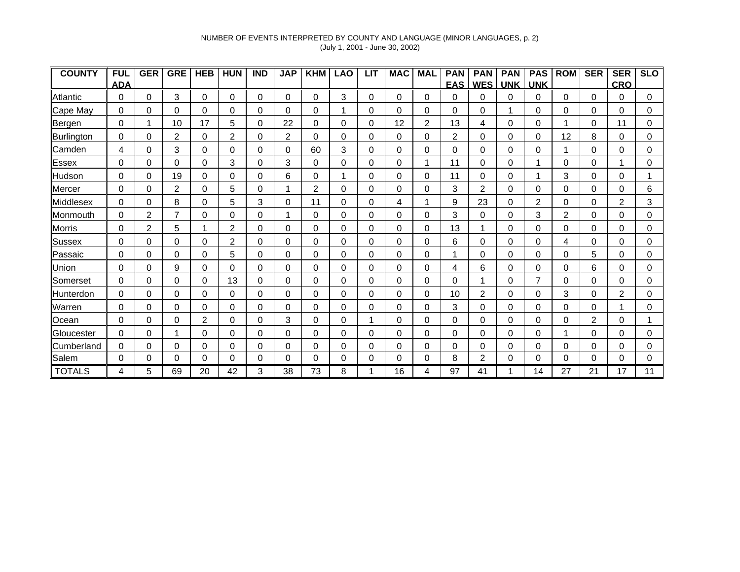NUMBER OF EVENTS INTERPRETED BY COUNTY AND LANGUAGE (MINOR LANGUAGES, p. 2)
(July 1, 2001 - June 30, 2002)

| COUNTY | FUL ADA | GER | GRE | HEB | HUN | IND | JAP | KHM | LAO | LIT | MAC | MAL | PAN EAS | PAN WES | PAN UNK | PAS UNK | ROM | SER | SER CRO | SLO |
|---|---|---|---|---|---|---|---|---|---|---|---|---|---|---|---|---|---|---|---|---|
| Atlantic | 0 | 0 | 3 | 0 | 0 | 0 | 0 | 0 | 3 | 0 | 0 | 0 | 0 | 0 | 0 | 0 | 0 | 0 | 0 | 0 |
| Cape May | 0 | 0 | 0 | 0 | 0 | 0 | 0 | 0 | 1 | 0 | 0 | 0 | 0 | 0 | 1 | 0 | 0 | 0 | 0 | 0 |
| Bergen | 0 | 1 | 10 | 17 | 5 | 0 | 22 | 0 | 0 | 0 | 12 | 2 | 13 | 4 | 0 | 0 | 1 | 0 | 11 | 0 |
| Burlington | 0 | 0 | 2 | 0 | 2 | 0 | 2 | 0 | 0 | 0 | 0 | 0 | 2 | 0 | 0 | 0 | 12 | 8 | 0 | 0 |
| Camden | 4 | 0 | 3 | 0 | 0 | 0 | 0 | 60 | 3 | 0 | 0 | 0 | 0 | 0 | 0 | 0 | 1 | 0 | 0 | 0 |
| Essex | 0 | 0 | 0 | 0 | 3 | 0 | 3 | 0 | 0 | 0 | 0 | 1 | 11 | 0 | 0 | 1 | 0 | 0 | 1 | 0 |
| Hudson | 0 | 0 | 19 | 0 | 0 | 0 | 6 | 0 | 1 | 0 | 0 | 0 | 11 | 0 | 0 | 1 | 3 | 0 | 0 | 1 |
| Mercer | 0 | 0 | 2 | 0 | 5 | 0 | 1 | 2 | 0 | 0 | 0 | 0 | 3 | 2 | 0 | 0 | 0 | 0 | 0 | 6 |
| Middlesex | 0 | 0 | 8 | 0 | 5 | 3 | 0 | 11 | 0 | 0 | 4 | 1 | 9 | 23 | 0 | 2 | 0 | 0 | 2 | 3 |
| Monmouth | 0 | 2 | 7 | 0 | 0 | 0 | 1 | 0 | 0 | 0 | 0 | 0 | 3 | 0 | 0 | 3 | 2 | 0 | 0 | 0 |
| Morris | 0 | 2 | 5 | 1 | 2 | 0 | 0 | 0 | 0 | 0 | 0 | 0 | 13 | 1 | 0 | 0 | 0 | 0 | 0 | 0 |
| Sussex | 0 | 0 | 0 | 0 | 2 | 0 | 0 | 0 | 0 | 0 | 0 | 0 | 6 | 0 | 0 | 0 | 4 | 0 | 0 | 0 |
| Passaic | 0 | 0 | 0 | 0 | 5 | 0 | 0 | 0 | 0 | 0 | 0 | 0 | 1 | 0 | 0 | 0 | 0 | 5 | 0 | 0 |
| Union | 0 | 0 | 9 | 0 | 0 | 0 | 0 | 0 | 0 | 0 | 0 | 0 | 4 | 6 | 0 | 0 | 0 | 6 | 0 | 0 |
| Somerset | 0 | 0 | 0 | 0 | 13 | 0 | 0 | 0 | 0 | 0 | 0 | 0 | 0 | 1 | 0 | 7 | 0 | 0 | 0 | 0 |
| Hunterdon | 0 | 0 | 0 | 0 | 0 | 0 | 0 | 0 | 0 | 0 | 0 | 0 | 10 | 2 | 0 | 0 | 3 | 0 | 2 | 0 |
| Warren | 0 | 0 | 0 | 0 | 0 | 0 | 0 | 0 | 0 | 0 | 0 | 0 | 3 | 0 | 0 | 0 | 0 | 0 | 1 | 0 |
| Ocean | 0 | 0 | 0 | 2 | 0 | 0 | 3 | 0 | 0 | 1 | 0 | 0 | 0 | 0 | 0 | 0 | 0 | 2 | 0 | 1 |
| Gloucester | 0 | 0 | 1 | 0 | 0 | 0 | 0 | 0 | 0 | 0 | 0 | 0 | 0 | 0 | 0 | 0 | 1 | 0 | 0 | 0 |
| Cumberland | 0 | 0 | 0 | 0 | 0 | 0 | 0 | 0 | 0 | 0 | 0 | 0 | 0 | 0 | 0 | 0 | 0 | 0 | 0 | 0 |
| Salem | 0 | 0 | 0 | 0 | 0 | 0 | 0 | 0 | 0 | 0 | 0 | 0 | 8 | 2 | 0 | 0 | 0 | 0 | 0 | 0 |
| TOTALS | 4 | 5 | 69 | 20 | 42 | 3 | 38 | 73 | 8 | 1 | 16 | 4 | 97 | 41 | 1 | 14 | 27 | 21 | 17 | 11 |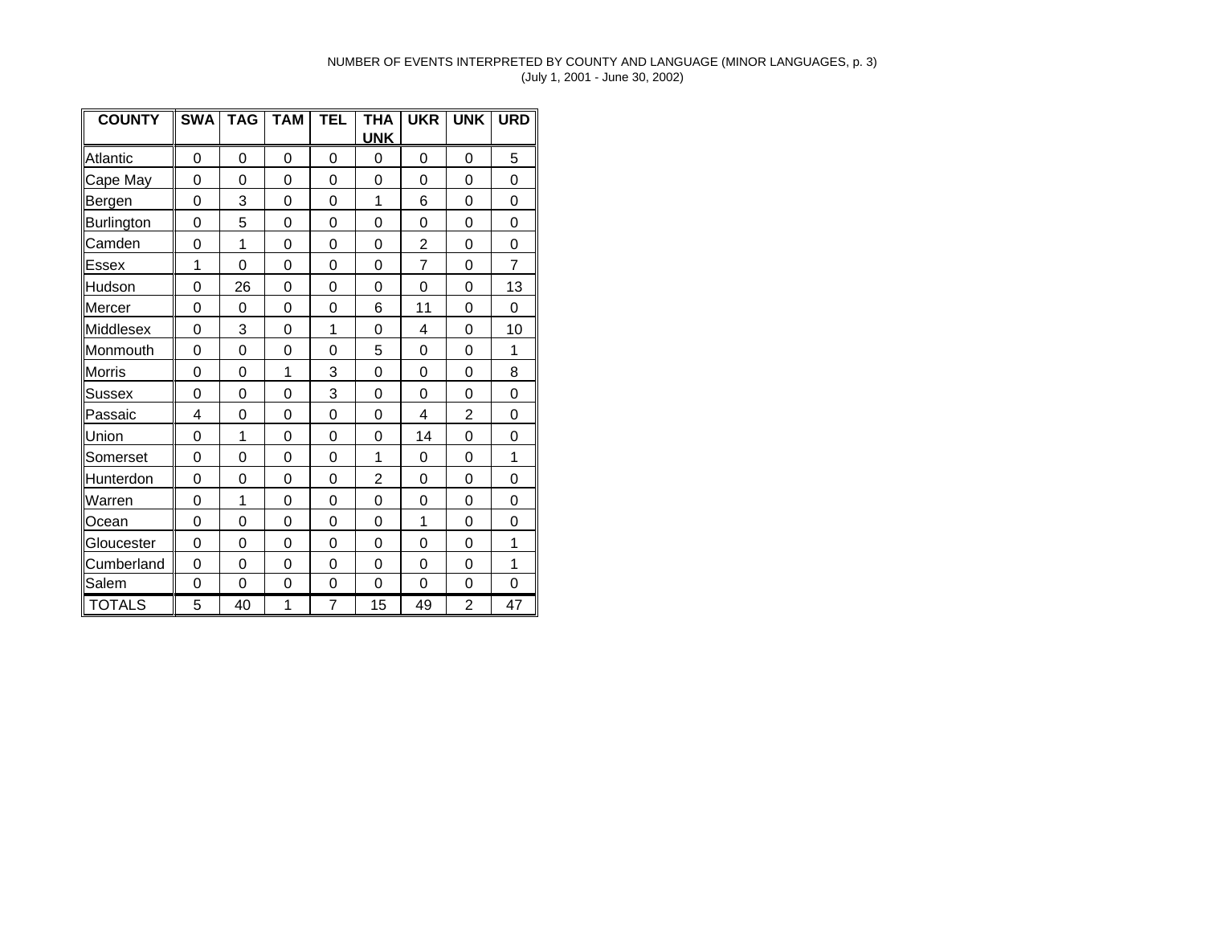NUMBER OF EVENTS INTERPRETED BY COUNTY AND LANGUAGE (MINOR LANGUAGES, p. 3)
(July 1, 2001 - June 30, 2002)

| COUNTY | SWA | TAG | TAM | TEL | THA UNK | UKR | UNK | URD |
|---|---|---|---|---|---|---|---|---|
| Atlantic | 0 | 0 | 0 | 0 | 0 | 0 | 0 | 5 |
| Cape May | 0 | 0 | 0 | 0 | 0 | 0 | 0 | 0 |
| Bergen | 0 | 3 | 0 | 0 | 1 | 6 | 0 | 0 |
| Burlington | 0 | 5 | 0 | 0 | 0 | 0 | 0 | 0 |
| Camden | 0 | 1 | 0 | 0 | 0 | 2 | 0 | 0 |
| Essex | 1 | 0 | 0 | 0 | 0 | 7 | 0 | 7 |
| Hudson | 0 | 26 | 0 | 0 | 0 | 0 | 0 | 13 |
| Mercer | 0 | 0 | 0 | 0 | 6 | 11 | 0 | 0 |
| Middlesex | 0 | 3 | 0 | 1 | 0 | 4 | 0 | 10 |
| Monmouth | 0 | 0 | 0 | 0 | 5 | 0 | 0 | 1 |
| Morris | 0 | 0 | 1 | 3 | 0 | 0 | 0 | 8 |
| Sussex | 0 | 0 | 0 | 3 | 0 | 0 | 0 | 0 |
| Passaic | 4 | 0 | 0 | 0 | 0 | 4 | 2 | 0 |
| Union | 0 | 1 | 0 | 0 | 0 | 14 | 0 | 0 |
| Somerset | 0 | 0 | 0 | 0 | 1 | 0 | 0 | 1 |
| Hunterdon | 0 | 0 | 0 | 0 | 2 | 0 | 0 | 0 |
| Warren | 0 | 1 | 0 | 0 | 0 | 0 | 0 | 0 |
| Ocean | 0 | 0 | 0 | 0 | 0 | 1 | 0 | 0 |
| Gloucester | 0 | 0 | 0 | 0 | 0 | 0 | 0 | 1 |
| Cumberland | 0 | 0 | 0 | 0 | 0 | 0 | 0 | 1 |
| Salem | 0 | 0 | 0 | 0 | 0 | 0 | 0 | 0 |
| TOTALS | 5 | 40 | 1 | 7 | 15 | 49 | 2 | 47 |